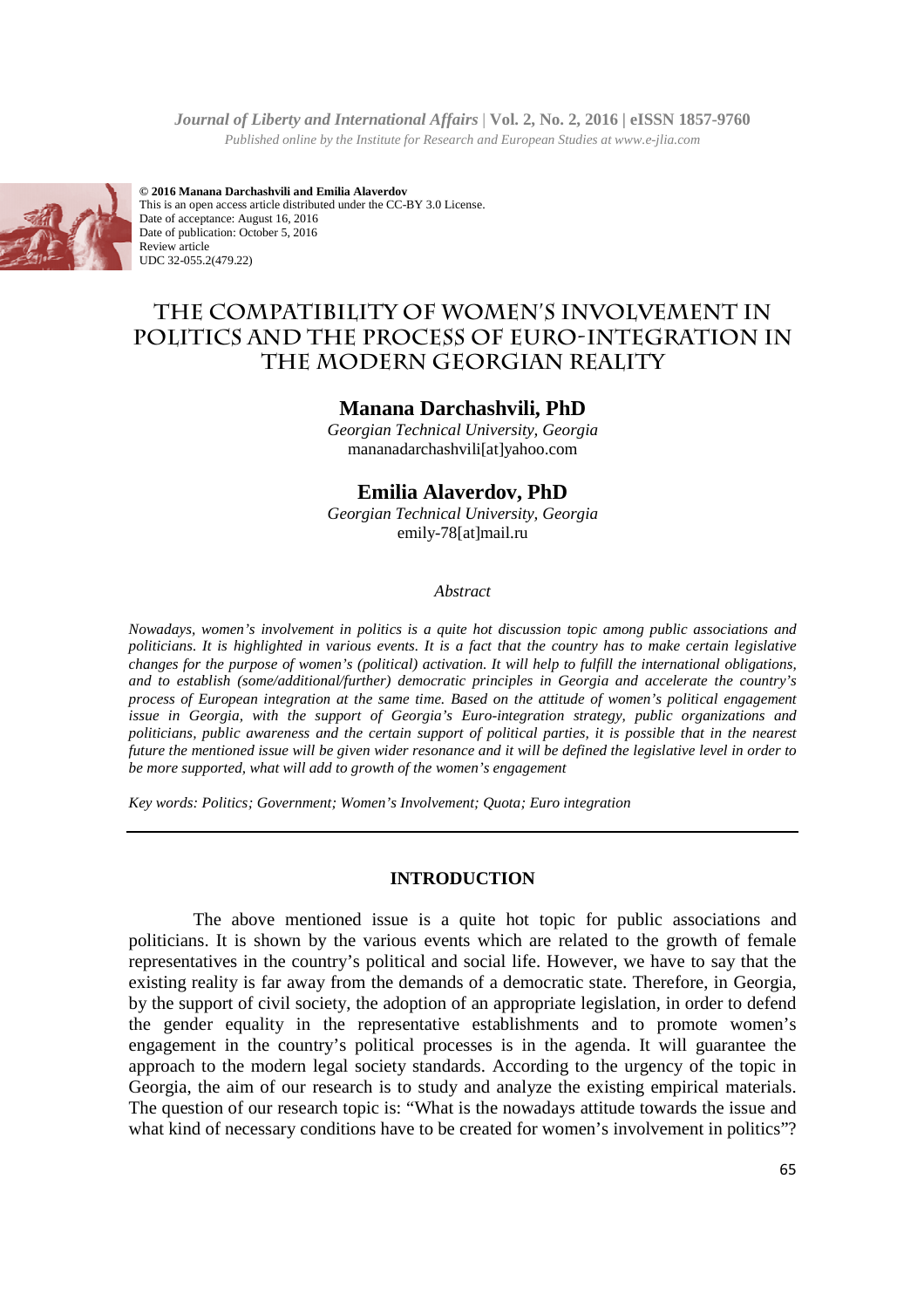*Journal of Liberty and International Affairs* | Vol. 2, No. 2, 2016 | eISSN 1857-9760
*Published online by the Institute for Research and European Studies at www.e-jlia.com*

**© 2016 Manana Darchashvili and Emilia Alaverdov**
This is an open access article distributed under the CC-BY 3.0 License.
Date of acceptance: August 16, 2016
Date of publication: October 5, 2016
Review article
UDC 32-055.2(479.22)

# THE COMPATIBILITY OF WOMEN'S INVOLVEMENT IN POLITICS AND THE PROCESS OF EURO-INTEGRATION IN THE MODERN GEORGIAN REALITY

**Manana Darchashvili, PhD**
*Georgian Technical University, Georgia*
mananadarchashvili[at]yahoo.com

**Emilia Alaverdov, PhD**
*Georgian Technical University, Georgia*
emily-78[at]mail.ru

*Abstract*

*Nowadays, women's involvement in politics is a quite hot discussion topic among public associations and politicians. It is highlighted in various events. It is a fact that the country has to make certain legislative changes for the purpose of women's (political) activation. It will help to fulfill the international obligations, and to establish (some/additional/further) democratic principles in Georgia and accelerate the country's process of European integration at the same time. Based on the attitude of women's political engagement issue in Georgia, with the support of Georgia's Euro-integration strategy, public organizations and politicians, public awareness and the certain support of political parties, it is possible that in the nearest future the mentioned issue will be given wider resonance and it will be defined the legislative level in order to be more supported, what will add to growth of the women's engagement*

*Key words: Politics; Government; Women's Involvement; Quota; Euro integration*

---

## INTRODUCTION

The above mentioned issue is a quite hot topic for public associations and politicians. It is shown by the various events which are related to the growth of female representatives in the country's political and social life. However, we have to say that the existing reality is far away from the demands of a democratic state. Therefore, in Georgia, by the support of civil society, the adoption of an appropriate legislation, in order to defend the gender equality in the representative establishments and to promote women's engagement in the country's political processes is in the agenda. It will guarantee the approach to the modern legal society standards. According to the urgency of the topic in Georgia, the aim of our research is to study and analyze the existing empirical materials. The question of our research topic is: "What is the nowadays attitude towards the issue and what kind of necessary conditions have to be created for women's involvement in politics"?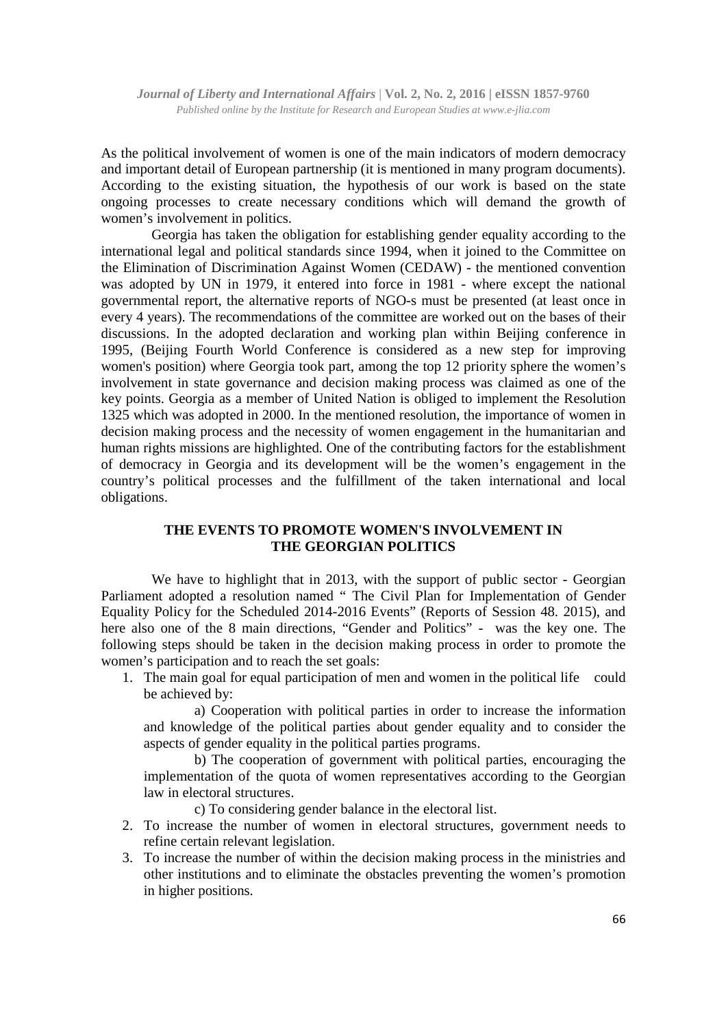As the political involvement of women is one of the main indicators of modern democracy and important detail of European partnership (it is mentioned in many program documents). According to the existing situation, the hypothesis of our work is based on the state ongoing processes to create necessary conditions which will demand the growth of women's involvement in politics.

Georgia has taken the obligation for establishing gender equality according to the international legal and political standards since 1994, when it joined to the Committee on the Elimination of Discrimination Against Women (CEDAW) - the mentioned convention was adopted by UN in 1979, it entered into force in 1981 - where except the national governmental report, the alternative reports of NGO-s must be presented (at least once in every 4 years). The recommendations of the committee are worked out on the bases of their discussions. In the adopted declaration and working plan within Beijing conference in 1995, (Beijing Fourth World Conference is considered as a new step for improving women's position) where Georgia took part, among the top 12 priority sphere the women's involvement in state governance and decision making process was claimed as one of the key points. Georgia as a member of United Nation is obliged to implement the Resolution 1325 which was adopted in 2000. In the mentioned resolution, the importance of women in decision making process and the necessity of women engagement in the humanitarian and human rights missions are highlighted. One of the contributing factors for the establishment of democracy in Georgia and its development will be the women's engagement in the country's political processes and the fulfillment of the taken international and local obligations.

## THE EVENTS TO PROMOTE WOMEN'S INVOLVEMENT IN THE GEORGIAN POLITICS

We have to highlight that in 2013, with the support of public sector - Georgian Parliament adopted a resolution named " The Civil Plan for Implementation of Gender Equality Policy for the Scheduled 2014-2016 Events" (Reports of Session 48. 2015), and here also one of the 8 main directions, "Gender and Politics" - was the key one. The following steps should be taken in the decision making process in order to promote the women's participation and to reach the set goals:

1. The main goal for equal participation of men and women in the political life could be achieved by:

   a) Cooperation with political parties in order to increase the information and knowledge of the political parties about gender equality and to consider the aspects of gender equality in the political parties programs.

   b) The cooperation of government with political parties, encouraging the implementation of the quota of women representatives according to the Georgian law in electoral structures.

   c) To considering gender balance in the electoral list.

2. To increase the number of women in electoral structures, government needs to refine certain relevant legislation.
3. To increase the number of within the decision making process in the ministries and other institutions and to eliminate the obstacles preventing the women's promotion in higher positions.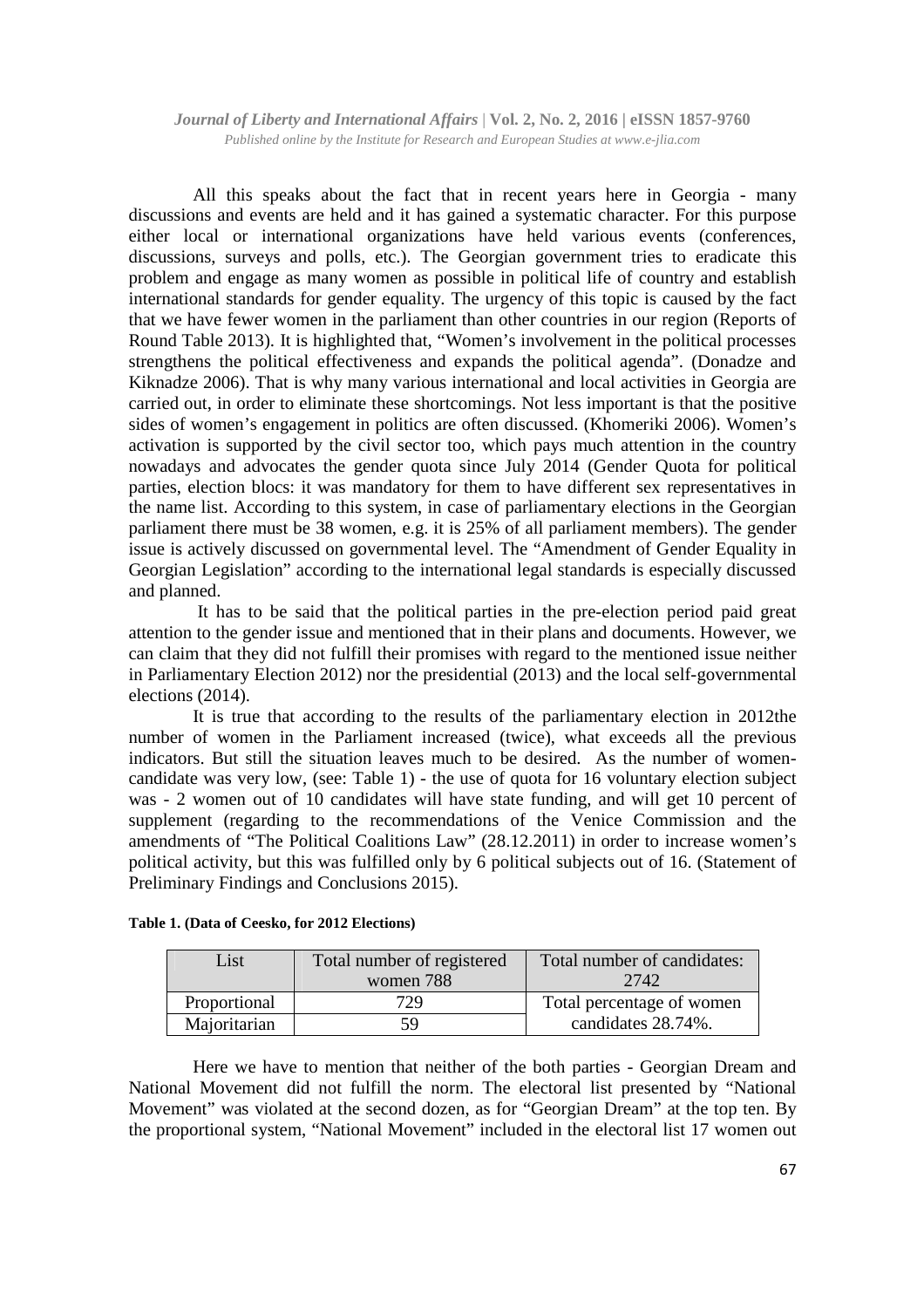All this speaks about the fact that in recent years here in Georgia - many discussions and events are held and it has gained a systematic character. For this purpose either local or international organizations have held various events (conferences, discussions, surveys and polls, etc.). The Georgian government tries to eradicate this problem and engage as many women as possible in political life of country and establish international standards for gender equality. The urgency of this topic is caused by the fact that we have fewer women in the parliament than other countries in our region (Reports of Round Table 2013). It is highlighted that, "Women's involvement in the political processes strengthens the political effectiveness and expands the political agenda". (Donadze and Kiknadze 2006). That is why many various international and local activities in Georgia are carried out, in order to eliminate these shortcomings. Not less important is that the positive sides of women's engagement in politics are often discussed. (Khomeriki 2006). Women's activation is supported by the civil sector too, which pays much attention in the country nowadays and advocates the gender quota since July 2014 (Gender Quota for political parties, election blocs: it was mandatory for them to have different sex representatives in the name list. According to this system, in case of parliamentary elections in the Georgian parliament there must be 38 women, e.g. it is 25% of all parliament members). The gender issue is actively discussed on governmental level. The "Amendment of Gender Equality in Georgian Legislation" according to the international legal standards is especially discussed and planned.

It has to be said that the political parties in the pre-election period paid great attention to the gender issue and mentioned that in their plans and documents. However, we can claim that they did not fulfill their promises with regard to the mentioned issue neither in Parliamentary Election 2012) nor the presidential (2013) and the local self-governmental elections (2014).

It is true that according to the results of the parliamentary election in 2012the number of women in the Parliament increased (twice), what exceeds all the previous indicators. But still the situation leaves much to be desired. As the number of women-candidate was very low, (see: Table 1) - the use of quota for 16 voluntary election subject was - 2 women out of 10 candidates will have state funding, and will get 10 percent of supplement (regarding to the recommendations of the Venice Commission and the amendments of "The Political Coalitions Law" (28.12.2011) in order to increase women's political activity, but this was fulfilled only by 6 political subjects out of 16. (Statement of Preliminary Findings and Conclusions 2015).

**Table 1. (Data of Ceesko, for 2012 Elections)**

| List | Total number of registered women 788 | Total number of candidates: 2742 |
|---|---|---|
| Proportional | 729 | Total percentage of women candidates 28.74%. |
| Majoritarian | 59 | |

Here we have to mention that neither of the both parties - Georgian Dream and National Movement did not fulfill the norm. The electoral list presented by "National Movement" was violated at the second dozen, as for "Georgian Dream" at the top ten. By the proportional system, "National Movement" included in the electoral list 17 women out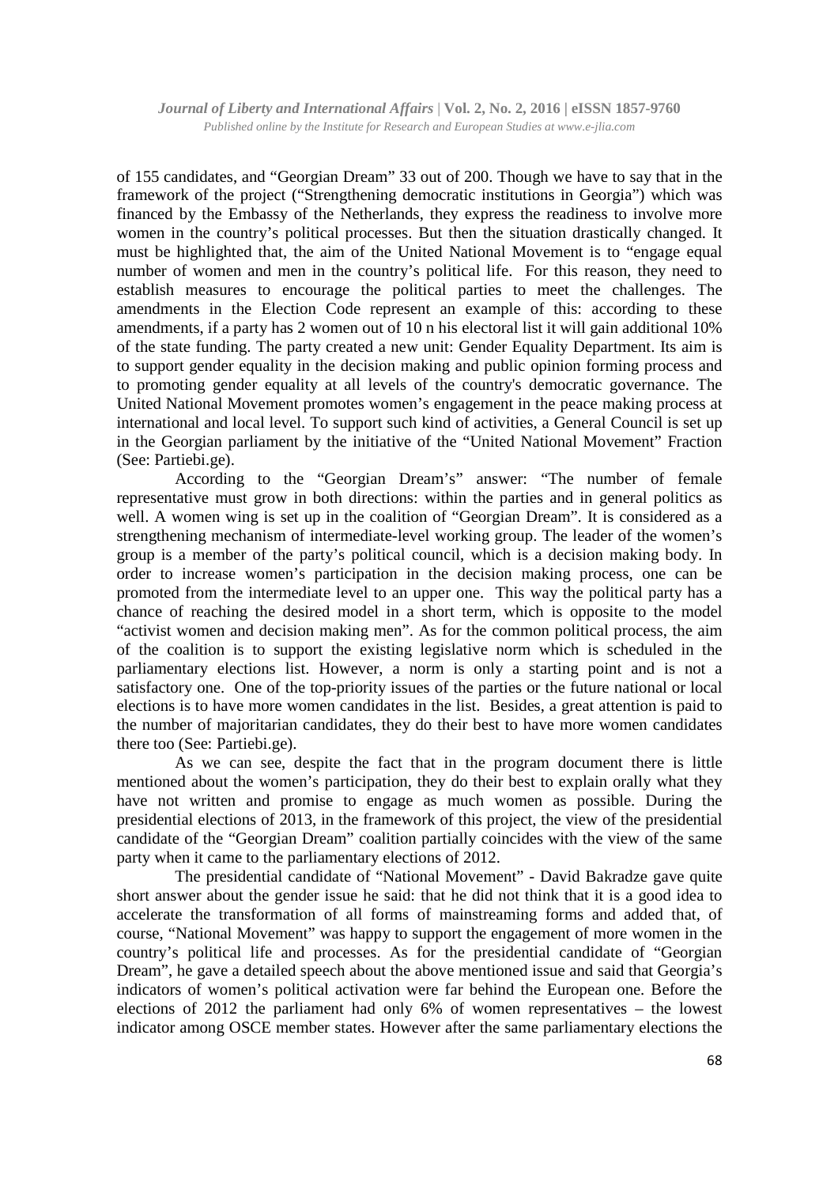of 155 candidates, and "Georgian Dream" 33 out of 200. Though we have to say that in the framework of the project ("Strengthening democratic institutions in Georgia") which was financed by the Embassy of the Netherlands, they express the readiness to involve more women in the country's political processes. But then the situation drastically changed. It must be highlighted that, the aim of the United National Movement is to "engage equal number of women and men in the country's political life. For this reason, they need to establish measures to encourage the political parties to meet the challenges. The amendments in the Election Code represent an example of this: according to these amendments, if a party has 2 women out of 10 n his electoral list it will gain additional 10% of the state funding. The party created a new unit: Gender Equality Department. Its aim is to support gender equality in the decision making and public opinion forming process and to promoting gender equality at all levels of the country's democratic governance. The United National Movement promotes women's engagement in the peace making process at international and local level. To support such kind of activities, a General Council is set up in the Georgian parliament by the initiative of the "United National Movement" Fraction (See: Partiebi.ge).

According to the "Georgian Dream's" answer: "The number of female representative must grow in both directions: within the parties and in general politics as well. A women wing is set up in the coalition of "Georgian Dream". It is considered as a strengthening mechanism of intermediate-level working group. The leader of the women's group is a member of the party's political council, which is a decision making body. In order to increase women's participation in the decision making process, one can be promoted from the intermediate level to an upper one. This way the political party has a chance of reaching the desired model in a short term, which is opposite to the model "activist women and decision making men". As for the common political process, the aim of the coalition is to support the existing legislative norm which is scheduled in the parliamentary elections list. However, a norm is only a starting point and is not a satisfactory one. One of the top-priority issues of the parties or the future national or local elections is to have more women candidates in the list. Besides, a great attention is paid to the number of majoritarian candidates, they do their best to have more women candidates there too (See: Partiebi.ge).

As we can see, despite the fact that in the program document there is little mentioned about the women's participation, they do their best to explain orally what they have not written and promise to engage as much women as possible. During the presidential elections of 2013, in the framework of this project, the view of the presidential candidate of the "Georgian Dream" coalition partially coincides with the view of the same party when it came to the parliamentary elections of 2012.

The presidential candidate of "National Movement" - David Bakradze gave quite short answer about the gender issue he said: that he did not think that it is a good idea to accelerate the transformation of all forms of mainstreaming forms and added that, of course, "National Movement" was happy to support the engagement of more women in the country's political life and processes. As for the presidential candidate of "Georgian Dream", he gave a detailed speech about the above mentioned issue and said that Georgia's indicators of women's political activation were far behind the European one. Before the elections of 2012 the parliament had only 6% of women representatives – the lowest indicator among OSCE member states. However after the same parliamentary elections the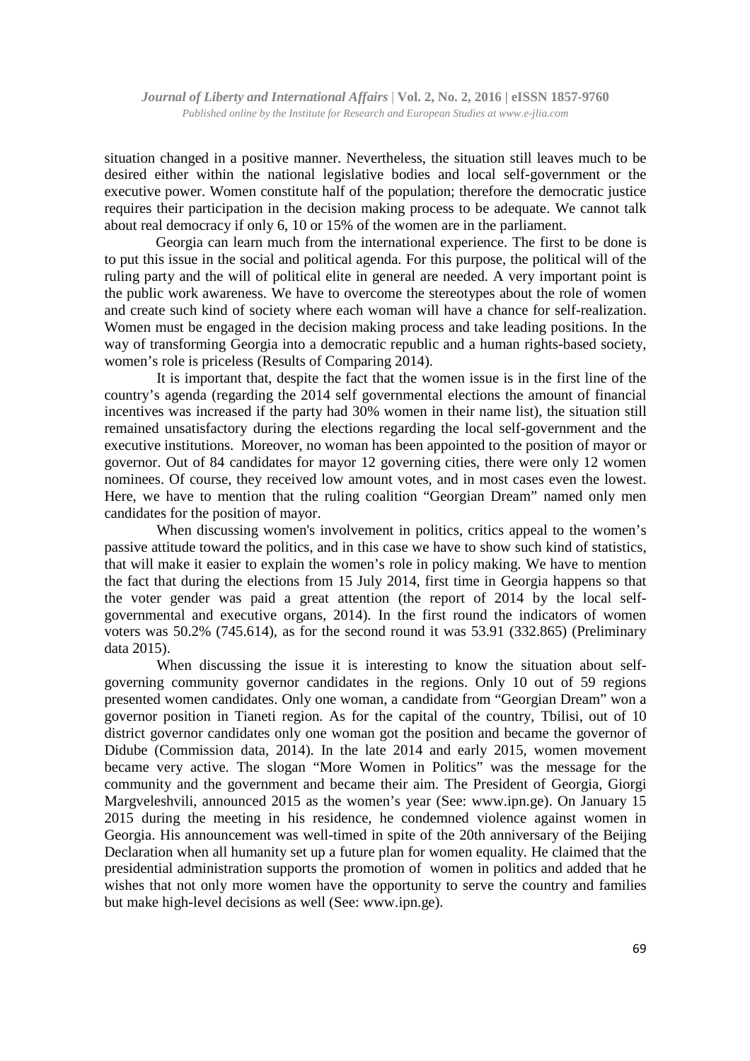situation changed in a positive manner. Nevertheless, the situation still leaves much to be desired either within the national legislative bodies and local self-government or the executive power. Women constitute half of the population; therefore the democratic justice requires their participation in the decision making process to be adequate. We cannot talk about real democracy if only 6, 10 or 15% of the women are in the parliament.

Georgia can learn much from the international experience. The first to be done is to put this issue in the social and political agenda. For this purpose, the political will of the ruling party and the will of political elite in general are needed. A very important point is the public work awareness. We have to overcome the stereotypes about the role of women and create such kind of society where each woman will have a chance for self-realization. Women must be engaged in the decision making process and take leading positions. In the way of transforming Georgia into a democratic republic and a human rights-based society, women's role is priceless (Results of Comparing 2014).

It is important that, despite the fact that the women issue is in the first line of the country's agenda (regarding the 2014 self governmental elections the amount of financial incentives was increased if the party had 30% women in their name list), the situation still remained unsatisfactory during the elections regarding the local self-government and the executive institutions. Moreover, no woman has been appointed to the position of mayor or governor. Out of 84 candidates for mayor 12 governing cities, there were only 12 women nominees. Of course, they received low amount votes, and in most cases even the lowest. Here, we have to mention that the ruling coalition "Georgian Dream" named only men candidates for the position of mayor.

When discussing women's involvement in politics, critics appeal to the women's passive attitude toward the politics, and in this case we have to show such kind of statistics, that will make it easier to explain the women's role in policy making. We have to mention the fact that during the elections from 15 July 2014, first time in Georgia happens so that the voter gender was paid a great attention (the report of 2014 by the local self-governmental and executive organs, 2014). In the first round the indicators of women voters was 50.2% (745.614), as for the second round it was 53.91 (332.865) (Preliminary data 2015).

When discussing the issue it is interesting to know the situation about self-governing community governor candidates in the regions. Only 10 out of 59 regions presented women candidates. Only one woman, a candidate from "Georgian Dream" won a governor position in Tianeti region. As for the capital of the country, Tbilisi, out of 10 district governor candidates only one woman got the position and became the governor of Didube (Commission data, 2014). In the late 2014 and early 2015, women movement became very active. The slogan "More Women in Politics" was the message for the community and the government and became their aim. The President of Georgia, Giorgi Margveleshvili, announced 2015 as the women's year (See: www.ipn.ge). On January 15 2015 during the meeting in his residence, he condemned violence against women in Georgia. His announcement was well-timed in spite of the 20th anniversary of the Beijing Declaration when all humanity set up a future plan for women equality. He claimed that the presidential administration supports the promotion of women in politics and added that he wishes that not only more women have the opportunity to serve the country and families but make high-level decisions as well (See: www.ipn.ge).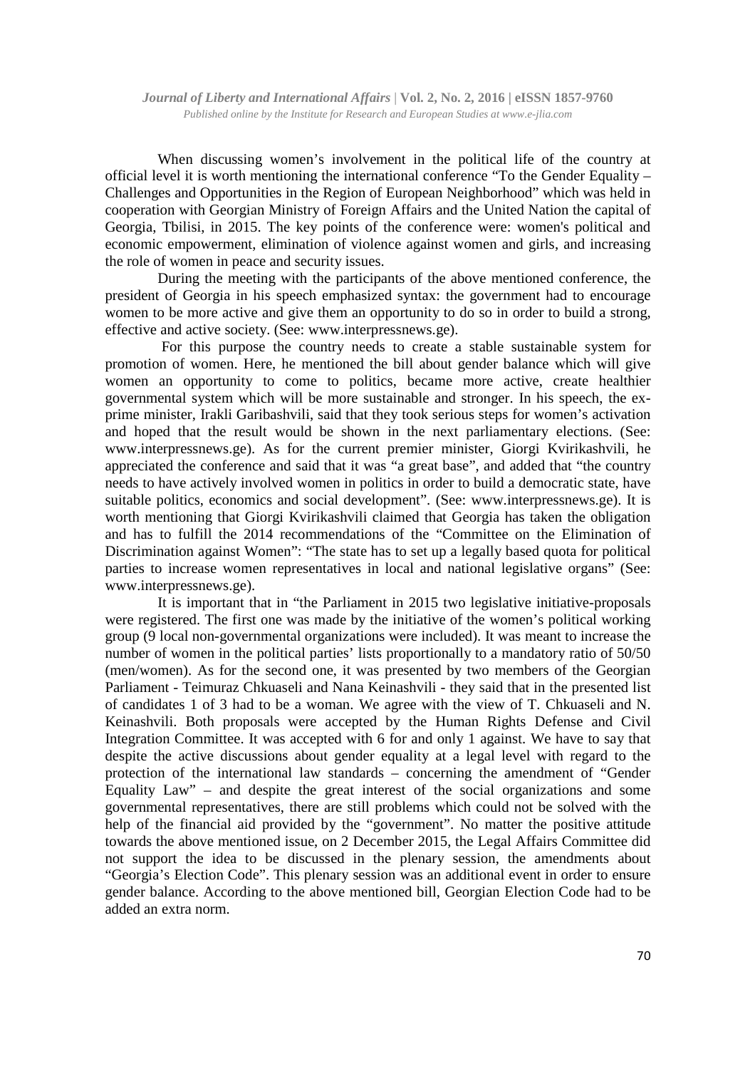When discussing women's involvement in the political life of the country at official level it is worth mentioning the international conference "To the Gender Equality – Challenges and Opportunities in the Region of European Neighborhood" which was held in cooperation with Georgian Ministry of Foreign Affairs and the United Nation the capital of Georgia, Tbilisi, in 2015. The key points of the conference were: women's political and economic empowerment, elimination of violence against women and girls, and increasing the role of women in peace and security issues.

During the meeting with the participants of the above mentioned conference, the president of Georgia in his speech emphasized syntax: the government had to encourage women to be more active and give them an opportunity to do so in order to build a strong, effective and active society. (See: www.interpressnews.ge).

For this purpose the country needs to create a stable sustainable system for promotion of women. Here, he mentioned the bill about gender balance which will give women an opportunity to come to politics, became more active, create healthier governmental system which will be more sustainable and stronger. In his speech, the ex-prime minister, Irakli Garibashvili, said that they took serious steps for women's activation and hoped that the result would be shown in the next parliamentary elections. (See: www.interpressnews.ge). As for the current premier minister, Giorgi Kvirikashvili, he appreciated the conference and said that it was "a great base", and added that "the country needs to have actively involved women in politics in order to build a democratic state, have suitable politics, economics and social development". (See: www.interpressnews.ge). It is worth mentioning that Giorgi Kvirikashvili claimed that Georgia has taken the obligation and has to fulfill the 2014 recommendations of the "Committee on the Elimination of Discrimination against Women": "The state has to set up a legally based quota for political parties to increase women representatives in local and national legislative organs" (See: www.interpressnews.ge).

It is important that in "the Parliament in 2015 two legislative initiative-proposals were registered. The first one was made by the initiative of the women's political working group (9 local non-governmental organizations were included). It was meant to increase the number of women in the political parties' lists proportionally to a mandatory ratio of 50/50 (men/women). As for the second one, it was presented by two members of the Georgian Parliament - Teimuraz Chkuaseli and Nana Keinashvili - they said that in the presented list of candidates 1 of 3 had to be a woman. We agree with the view of T. Chkuaseli and N. Keinashvili. Both proposals were accepted by the Human Rights Defense and Civil Integration Committee. It was accepted with 6 for and only 1 against. We have to say that despite the active discussions about gender equality at a legal level with regard to the protection of the international law standards – concerning the amendment of "Gender Equality Law" – and despite the great interest of the social organizations and some governmental representatives, there are still problems which could not be solved with the help of the financial aid provided by the "government". No matter the positive attitude towards the above mentioned issue, on 2 December 2015, the Legal Affairs Committee did not support the idea to be discussed in the plenary session, the amendments about "Georgia's Election Code". This plenary session was an additional event in order to ensure gender balance. According to the above mentioned bill, Georgian Election Code had to be added an extra norm.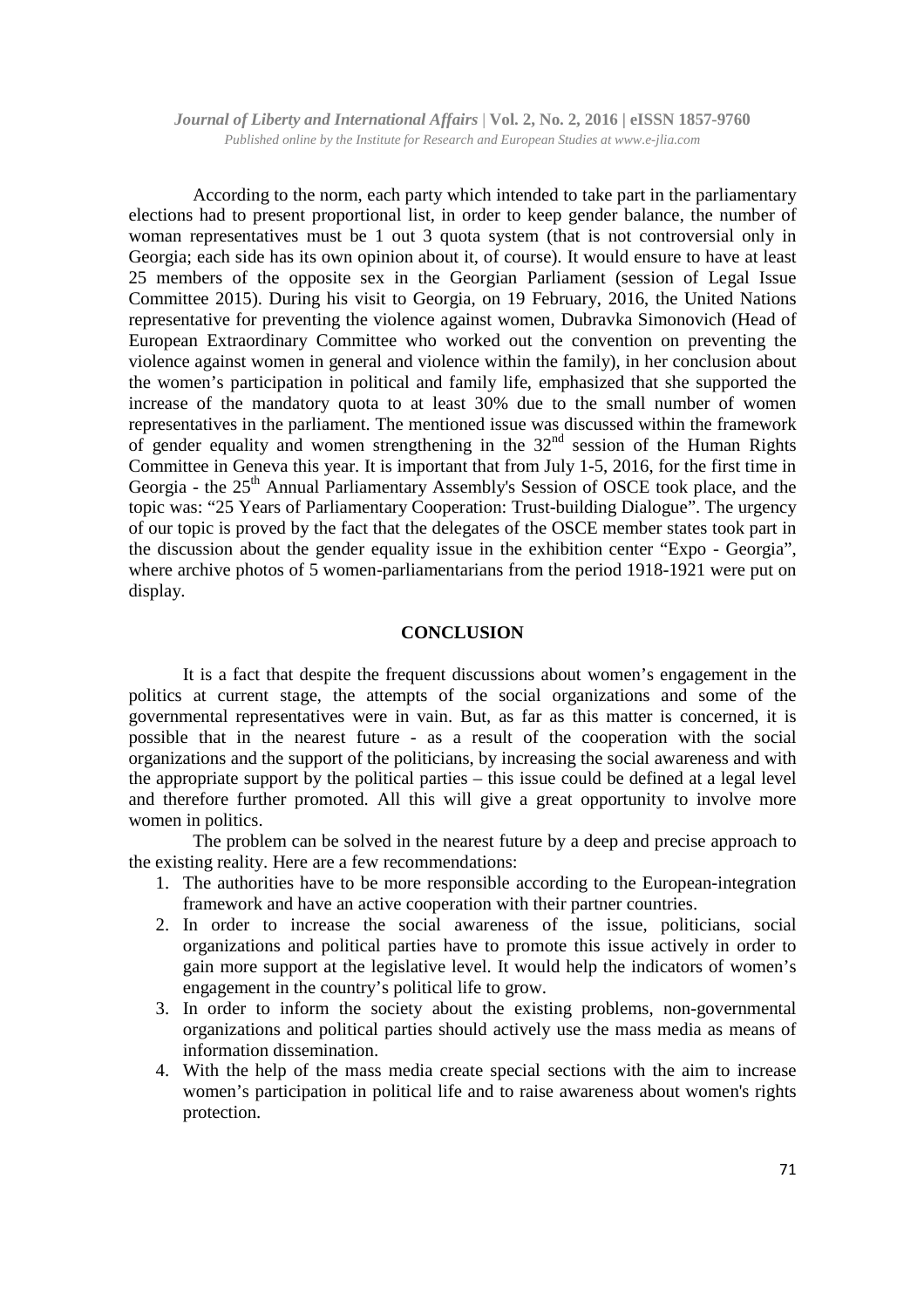According to the norm, each party which intended to take part in the parliamentary elections had to present proportional list, in order to keep gender balance, the number of woman representatives must be 1 out 3 quota system (that is not controversial only in Georgia; each side has its own opinion about it, of course). It would ensure to have at least 25 members of the opposite sex in the Georgian Parliament (session of Legal Issue Committee 2015). During his visit to Georgia, on 19 February, 2016, the United Nations representative for preventing the violence against women, Dubravka Simonovich (Head of European Extraordinary Committee who worked out the convention on preventing the violence against women in general and violence within the family), in her conclusion about the women's participation in political and family life, emphasized that she supported the increase of the mandatory quota to at least 30% due to the small number of women representatives in the parliament. The mentioned issue was discussed within the framework of gender equality and women strengthening in the 32nd session of the Human Rights Committee in Geneva this year. It is important that from July 1-5, 2016, for the first time in Georgia - the 25th Annual Parliamentary Assembly's Session of OSCE took place, and the topic was: "25 Years of Parliamentary Cooperation: Trust-building Dialogue". The urgency of our topic is proved by the fact that the delegates of the OSCE member states took part in the discussion about the gender equality issue in the exhibition center "Expo - Georgia", where archive photos of 5 women-parliamentarians from the period 1918-1921 were put on display.

## CONCLUSION

It is a fact that despite the frequent discussions about women's engagement in the politics at current stage, the attempts of the social organizations and some of the governmental representatives were in vain. But, as far as this matter is concerned, it is possible that in the nearest future - as a result of the cooperation with the social organizations and the support of the politicians, by increasing the social awareness and with the appropriate support by the political parties – this issue could be defined at a legal level and therefore further promoted. All this will give a great opportunity to involve more women in politics.

The problem can be solved in the nearest future by a deep and precise approach to the existing reality. Here are a few recommendations:

1. The authorities have to be more responsible according to the European-integration framework and have an active cooperation with their partner countries.
2. In order to increase the social awareness of the issue, politicians, social organizations and political parties have to promote this issue actively in order to gain more support at the legislative level. It would help the indicators of women's engagement in the country's political life to grow.
3. In order to inform the society about the existing problems, non-governmental organizations and political parties should actively use the mass media as means of information dissemination.
4. With the help of the mass media create special sections with the aim to increase women's participation in political life and to raise awareness about women's rights protection.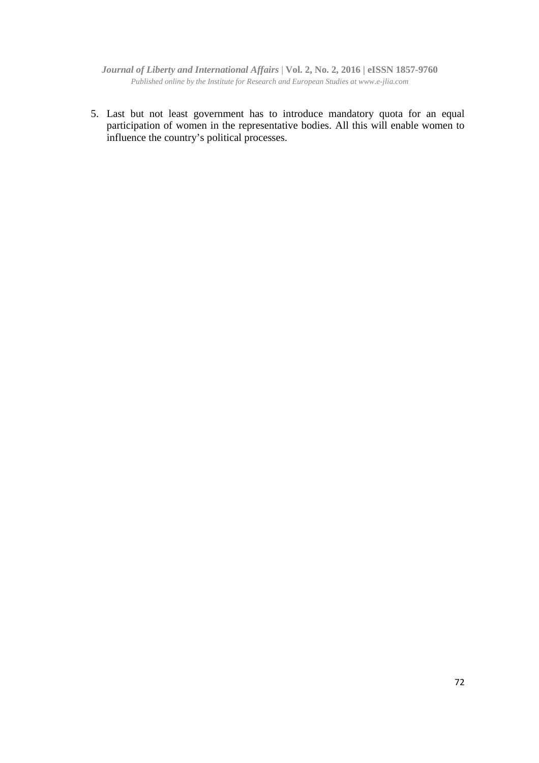5. Last but not least government has to introduce mandatory quota for an equal participation of women in the representative bodies. All this will enable women to influence the country's political processes.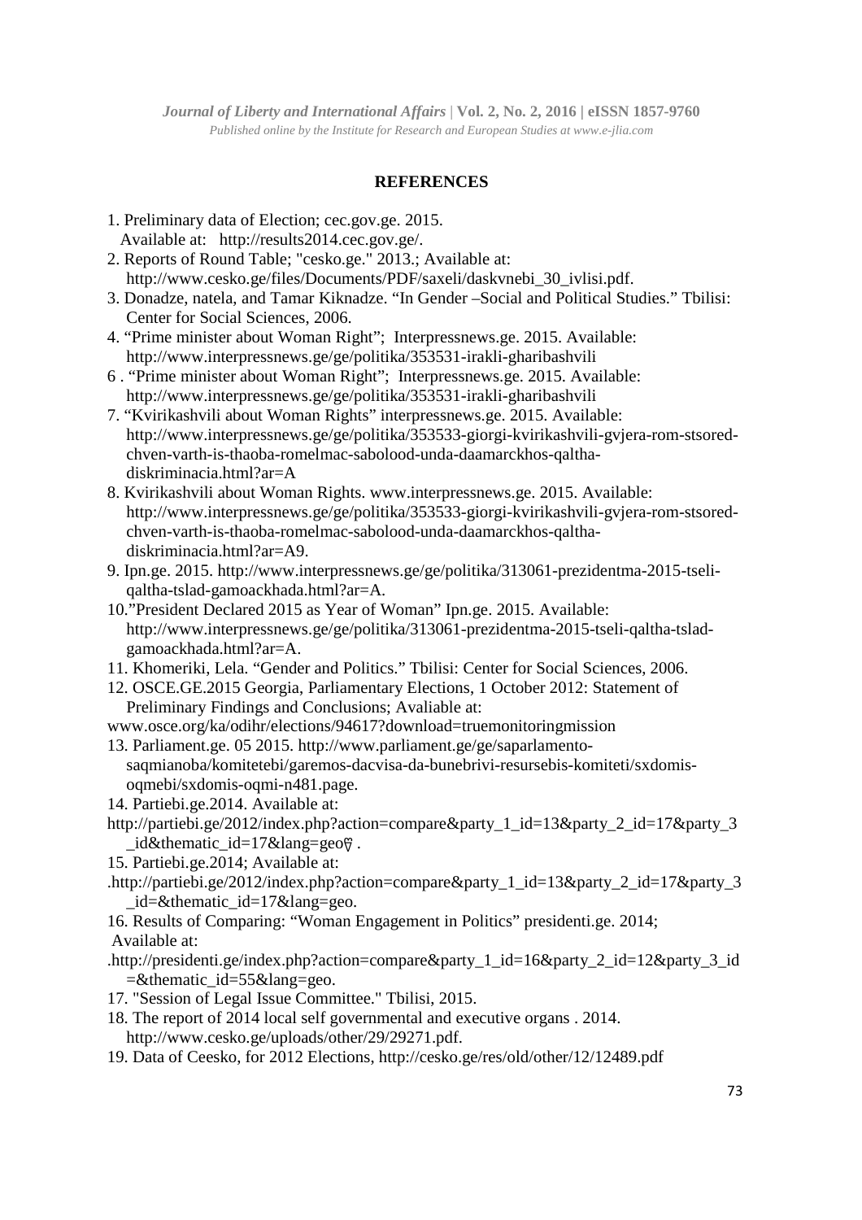## REFERENCES

1. Preliminary data of Election; cec.gov.ge. 2015. Available at: http://results2014.cec.gov.ge/.
2. Reports of Round Table; "cesko.ge." 2013.; Available at: http://www.cesko.ge/files/Documents/PDF/saxeli/daskvnebi_30_ivlisi.pdf.
3. Donadze, natela, and Tamar Kiknadze. "In Gender –Social and Political Studies." Tbilisi: Center for Social Sciences, 2006.
4. "Prime minister about Woman Right"; Interpressnews.ge. 2015. Available: http://www.interpressnews.ge/ge/politika/353531-irakli-gharibashvili
6 . "Prime minister about Woman Right"; Interpressnews.ge. 2015. Available: http://www.interpressnews.ge/ge/politika/353531-irakli-gharibashvili
7. "Kvirikashvili about Woman Rights" interpressnews.ge. 2015. Available: http://www.interpressnews.ge/ge/politika/353533-giorgi-kvirikashvili-gvjera-rom-stsored-chven-varth-is-thaoba-romelmac-sabolood-unda-daamarckhos-qaltha-diskriminacia.html?ar=A
8. Kvirikashvili about Woman Rights. www.interpressnews.ge. 2015. Available: http://www.interpressnews.ge/ge/politika/353533-giorgi-kvirikashvili-gvjera-rom-stsored-chven-varth-is-thaoba-romelmac-sabolood-unda-daamarckhos-qaltha-diskriminacia.html?ar=A9.
9. Ipn.ge. 2015. http://www.interpressnews.ge/ge/politika/313061-prezidentma-2015-tseli-qaltha-tslad-gamoackhada.html?ar=A.
10."President Declared 2015 as Year of Woman" Ipn.ge. 2015. Available: http://www.interpressnews.ge/ge/politika/313061-prezidentma-2015-tseli-qaltha-tslad-gamoackhada.html?ar=A.
11. Khomeriki, Lela. "Gender and Politics." Tbilisi: Center for Social Sciences, 2006.
12. OSCE.GE.2015 Georgia, Parliamentary Elections, 1 October 2012: Statement of Preliminary Findings and Conclusions; Avaliable at: www.osce.org/ka/odihr/elections/94617?download=truemonitoringmission
13. Parliament.ge. 05 2015. http://www.parliament.ge/ge/saparlamento-saqmianoba/komitetebi/garemos-dacvisa-da-bunebrivi-resursebis-komiteti/sxdomis-oqmebi/sxdomis-oqmi-n481.page.
14. Partiebi.ge.2014. Available at: http://partiebi.ge/2012/index.php?action=compare&party_1_id=13&party_2_id=17&party_3_id&thematic_id=17&lang=geoნ .
15. Partiebi.ge.2014; Available at: .http://partiebi.ge/2012/index.php?action=compare&party_1_id=13&party_2_id=17&party_3_id=&thematic_id=17&lang=geo.
16. Results of Comparing: "Woman Engagement in Politics" presidenti.ge. 2014; Available at: .http://presidenti.ge/index.php?action=compare&party_1_id=16&party_2_id=12&party_3_id=&thematic_id=55&lang=geo.
17. "Session of Legal Issue Committee." Tbilisi, 2015.
18. The report of 2014 local self governmental and executive organs . 2014. http://www.cesko.ge/uploads/other/29/29271.pdf.
19. Data of Ceesko, for 2012 Elections, http://cesko.ge/res/old/other/12/12489.pdf